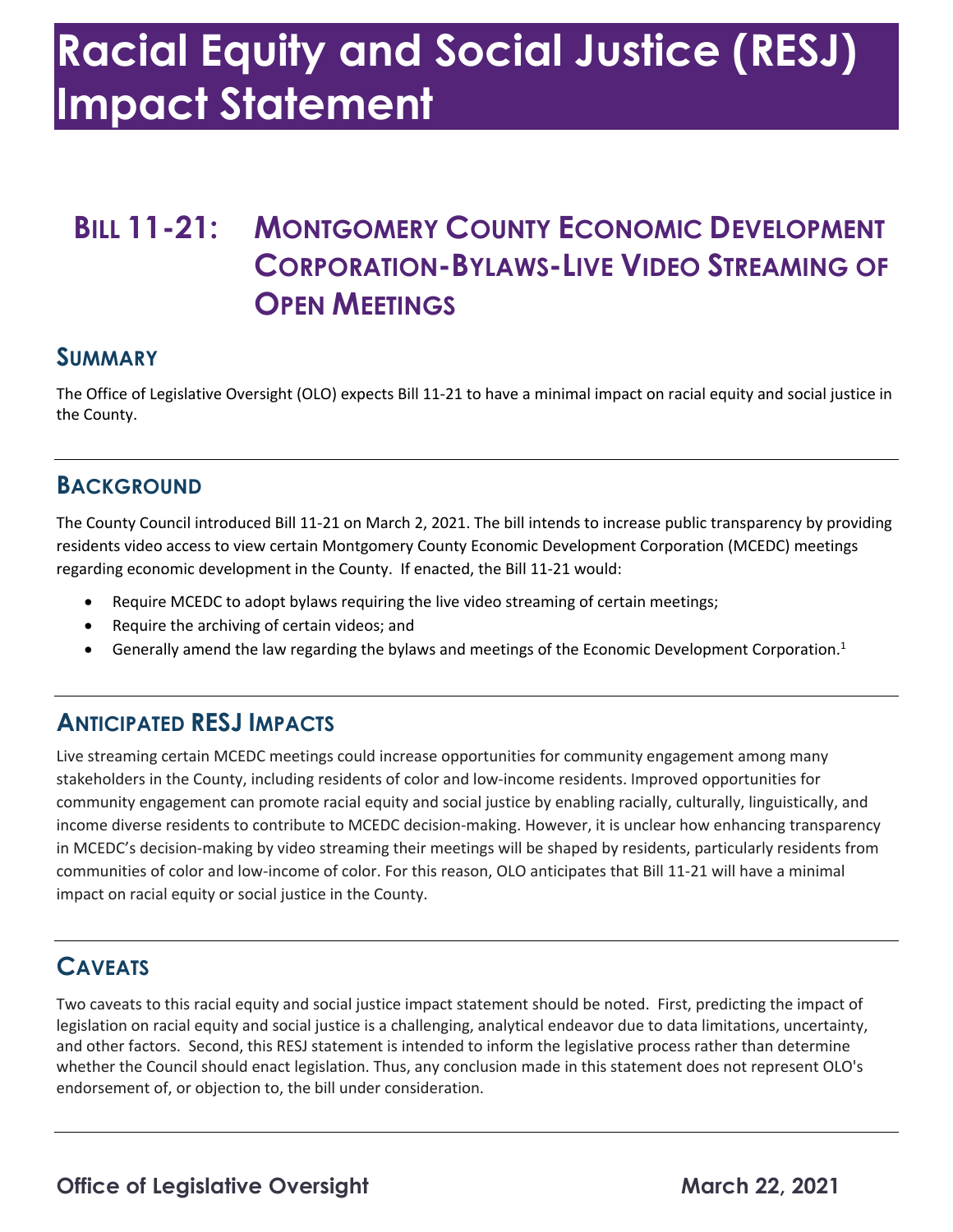# Racial Equity and Social Justice (RESJ) Impact Statement

## Bill 11-21: Montgomery County Economic Development Corporation-Bylaws-Live Video Streaming of Open Meetings

### Summary

The Office of Legislative Oversight (OLO) expects Bill 11-21 to have a minimal impact on racial equity and social justice in the County.

### Background

The County Council introduced Bill 11-21 on March 2, 2021. The bill intends to increase public transparency by providing residents video access to view certain Montgomery County Economic Development Corporation (MCEDC) meetings regarding economic development in the County. If enacted, the Bill 11-21 would:

- Require MCEDC to adopt bylaws requiring the live video streaming of certain meetings;
- Require the archiving of certain videos; and
- Generally amend the law regarding the bylaws and meetings of the Economic Development Corporation.[1]

### Anticipated RESJ Impacts

Live streaming certain MCEDC meetings could increase opportunities for community engagement among many stakeholders in the County, including residents of color and low-income residents. Improved opportunities for community engagement can promote racial equity and social justice by enabling racially, culturally, linguistically, and income diverse residents to contribute to MCEDC decision-making. However, it is unclear how enhancing transparency in MCEDC's decision-making by video streaming their meetings will be shaped by residents, particularly residents from communities of color and low-income of color. For this reason, OLO anticipates that Bill 11-21 will have a minimal impact on racial equity or social justice in the County.

### Caveats

Two caveats to this racial equity and social justice impact statement should be noted. First, predicting the impact of legislation on racial equity and social justice is a challenging, analytical endeavor due to data limitations, uncertainty, and other factors. Second, this RESJ statement is intended to inform the legislative process rather than determine whether the Council should enact legislation. Thus, any conclusion made in this statement does not represent OLO's endorsement of, or objection to, the bill under consideration.

**Office of Legislative Oversight** **March 22, 2021**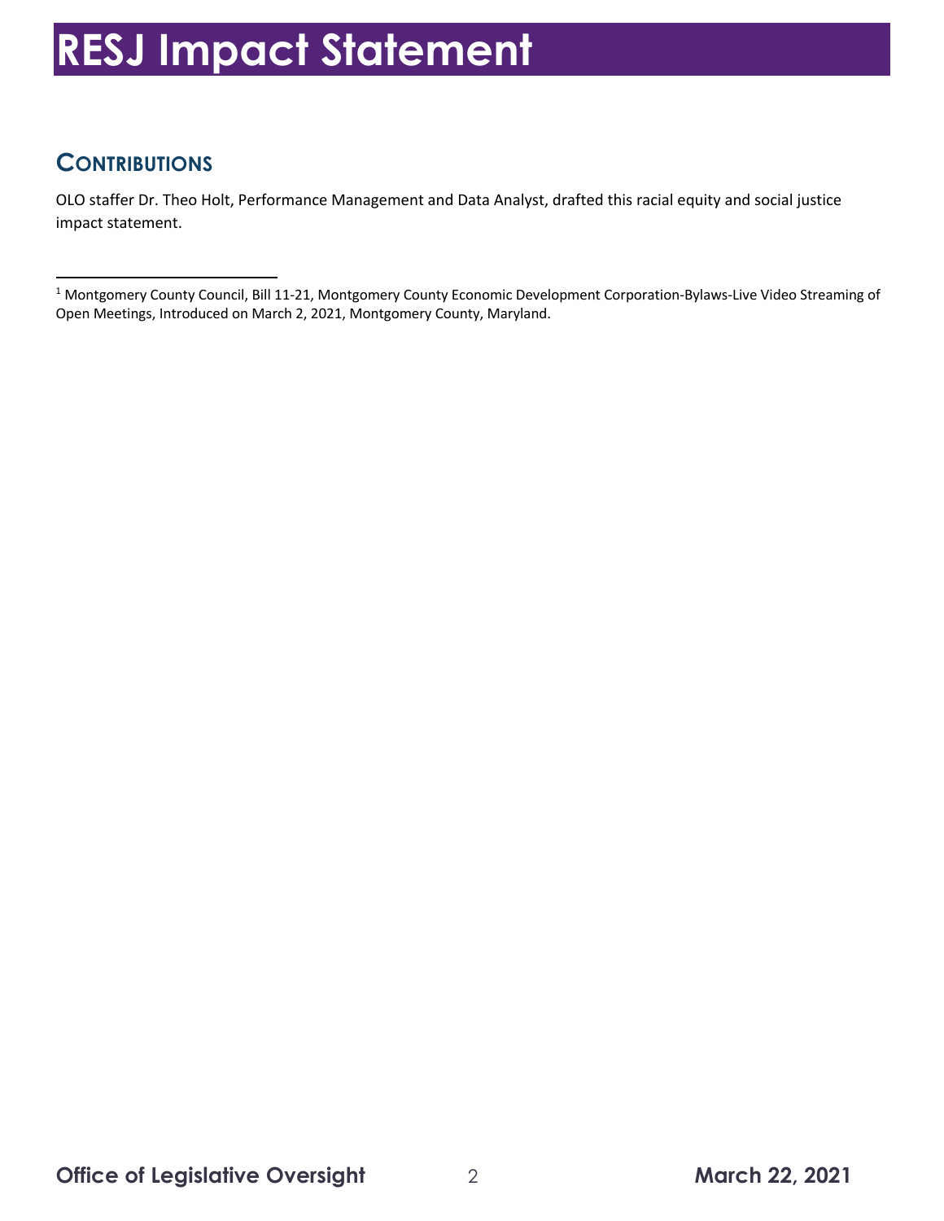## CONTRIBUTIONS

OLO staffer Dr. Theo Holt, Performance Management and Data Analyst, drafted this racial equity and social justice impact statement.

[1] Montgomery County Council, Bill 11-21, Montgomery County Economic Development Corporation-Bylaws-Live Video Streaming of Open Meetings, Introduced on March 2, 2021, Montgomery County, Maryland.